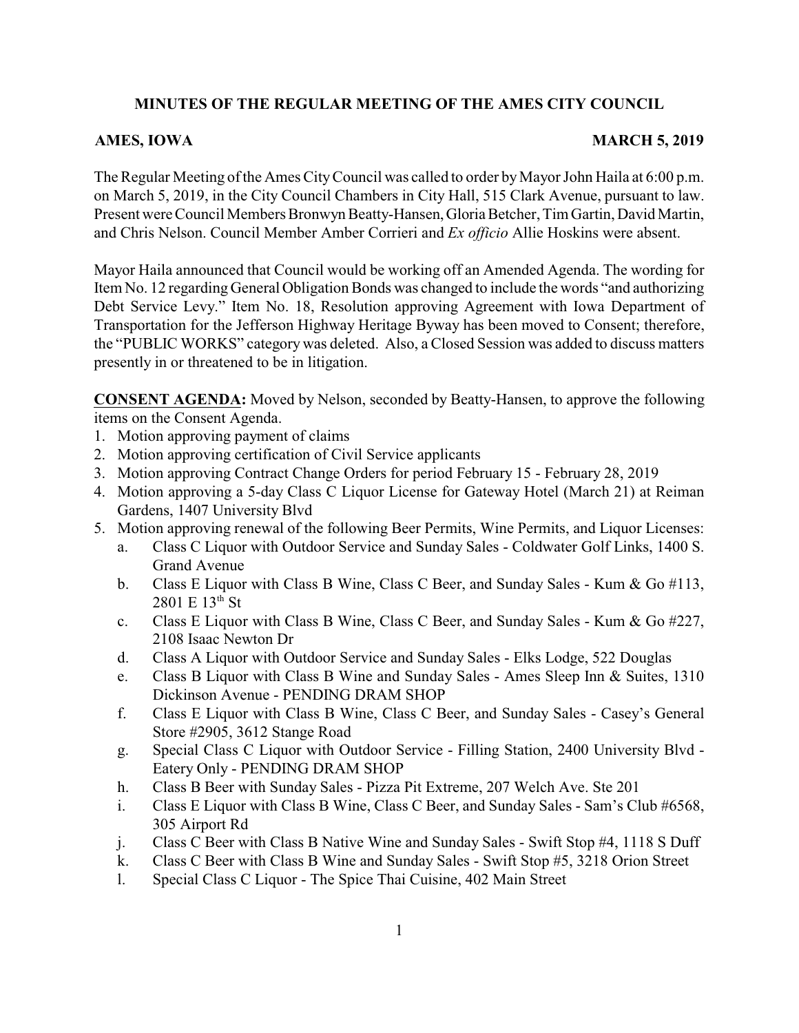# MINUTES OF THE REGULAR MEETING OF THE AMES CITY COUNCIL

**AMES, IOWA** **MARCH 5, 2019**

The Regular Meeting of the Ames City Council was called to order by Mayor John Haila at 6:00 p.m. on March 5, 2019, in the City Council Chambers in City Hall, 515 Clark Avenue, pursuant to law. Present were Council Members Bronwyn Beatty-Hansen, Gloria Betcher, Tim Gartin, David Martin, and Chris Nelson. Council Member Amber Corrieri and *Ex officio* Allie Hoskins were absent.

Mayor Haila announced that Council would be working off an Amended Agenda. The wording for Item No. 12 regarding General Obligation Bonds was changed to include the words "and authorizing Debt Service Levy." Item No. 18, Resolution approving Agreement with Iowa Department of Transportation for the Jefferson Highway Heritage Byway has been moved to Consent; therefore, the "PUBLIC WORKS" category was deleted. Also, a Closed Session was added to discuss matters presently in or threatened to be in litigation.

**CONSENT AGENDA:** Moved by Nelson, seconded by Beatty-Hansen, to approve the following items on the Consent Agenda.

1. Motion approving payment of claims
2. Motion approving certification of Civil Service applicants
3. Motion approving Contract Change Orders for period February 15 - February 28, 2019
4. Motion approving a 5-day Class C Liquor License for Gateway Hotel (March 21) at Reiman Gardens, 1407 University Blvd
5. Motion approving renewal of the following Beer Permits, Wine Permits, and Liquor Licenses:
   a. Class C Liquor with Outdoor Service and Sunday Sales - Coldwater Golf Links, 1400 S. Grand Avenue
   b. Class E Liquor with Class B Wine, Class C Beer, and Sunday Sales - Kum & Go #113, 2801 E 13th St
   c. Class E Liquor with Class B Wine, Class C Beer, and Sunday Sales - Kum & Go #227, 2108 Isaac Newton Dr
   d. Class A Liquor with Outdoor Service and Sunday Sales - Elks Lodge, 522 Douglas
   e. Class B Liquor with Class B Wine and Sunday Sales - Ames Sleep Inn & Suites, 1310 Dickinson Avenue - PENDING DRAM SHOP
   f. Class E Liquor with Class B Wine, Class C Beer, and Sunday Sales - Casey's General Store #2905, 3612 Stange Road
   g. Special Class C Liquor with Outdoor Service - Filling Station, 2400 University Blvd - Eatery Only - PENDING DRAM SHOP
   h. Class B Beer with Sunday Sales - Pizza Pit Extreme, 207 Welch Ave. Ste 201
   i. Class E Liquor with Class B Wine, Class C Beer, and Sunday Sales - Sam's Club #6568, 305 Airport Rd
   j. Class C Beer with Class B Native Wine and Sunday Sales - Swift Stop #4, 1118 S Duff
   k. Class C Beer with Class B Wine and Sunday Sales - Swift Stop #5, 3218 Orion Street
   l. Special Class C Liquor - The Spice Thai Cuisine, 402 Main Street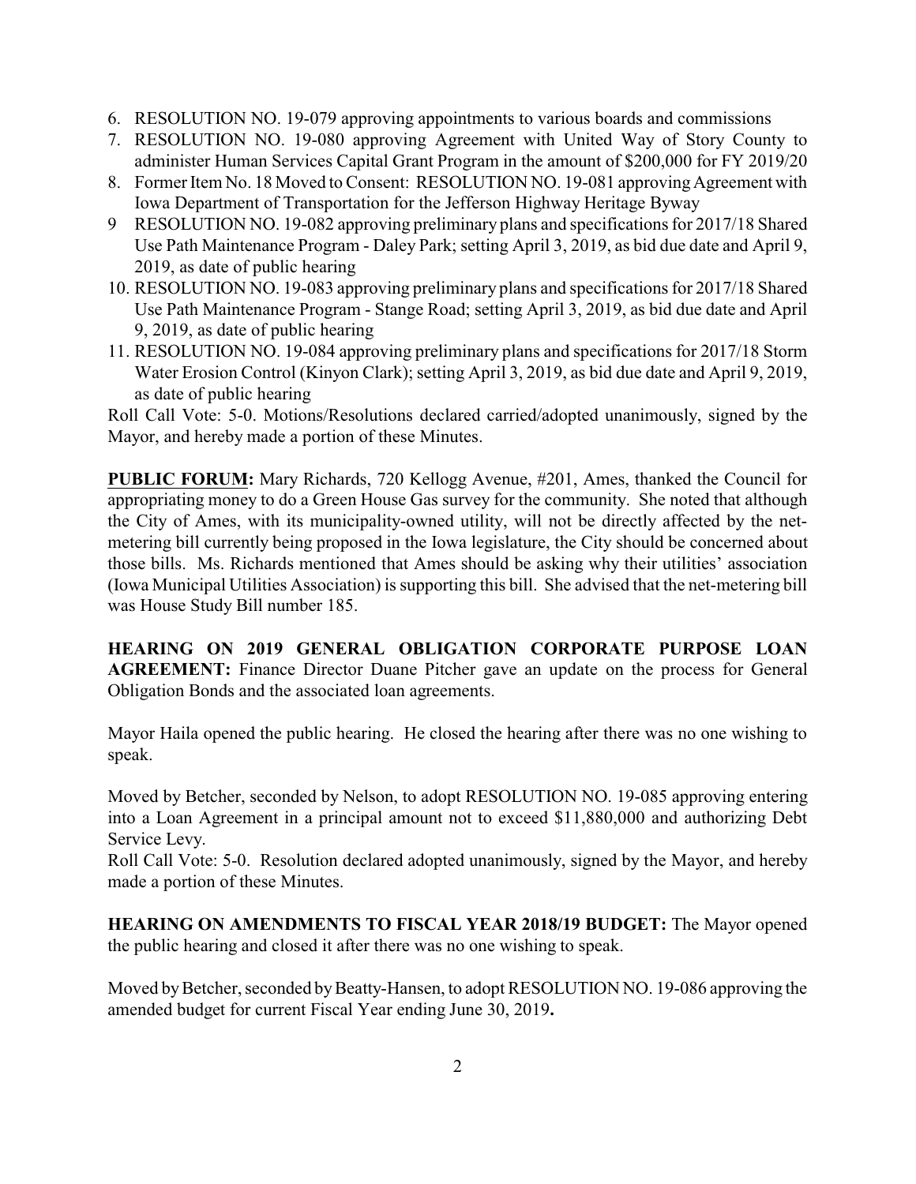6. RESOLUTION NO. 19-079 approving appointments to various boards and commissions
7. RESOLUTION NO. 19-080 approving Agreement with United Way of Story County to administer Human Services Capital Grant Program in the amount of $200,000 for FY 2019/20
8. Former Item No. 18 Moved to Consent: RESOLUTION NO. 19-081 approving Agreement with Iowa Department of Transportation for the Jefferson Highway Heritage Byway
9. RESOLUTION NO. 19-082 approving preliminary plans and specifications for 2017/18 Shared Use Path Maintenance Program - Daley Park; setting April 3, 2019, as bid due date and April 9, 2019, as date of public hearing
10. RESOLUTION NO. 19-083 approving preliminary plans and specifications for 2017/18 Shared Use Path Maintenance Program - Stange Road; setting April 3, 2019, as bid due date and April 9, 2019, as date of public hearing
11. RESOLUTION NO. 19-084 approving preliminary plans and specifications for 2017/18 Storm Water Erosion Control (Kinyon Clark); setting April 3, 2019, as bid due date and April 9, 2019, as date of public hearing

Roll Call Vote: 5-0. Motions/Resolutions declared carried/adopted unanimously, signed by the Mayor, and hereby made a portion of these Minutes.

**PUBLIC FORUM:** Mary Richards, 720 Kellogg Avenue, #201, Ames, thanked the Council for appropriating money to do a Green House Gas survey for the community. She noted that although the City of Ames, with its municipality-owned utility, will not be directly affected by the net-metering bill currently being proposed in the Iowa legislature, the City should be concerned about those bills. Ms. Richards mentioned that Ames should be asking why their utilities' association (Iowa Municipal Utilities Association) is supporting this bill. She advised that the net-metering bill was House Study Bill number 185.

**HEARING ON 2019 GENERAL OBLIGATION CORPORATE PURPOSE LOAN AGREEMENT:** Finance Director Duane Pitcher gave an update on the process for General Obligation Bonds and the associated loan agreements.

Mayor Haila opened the public hearing. He closed the hearing after there was no one wishing to speak.

Moved by Betcher, seconded by Nelson, to adopt RESOLUTION NO. 19-085 approving entering into a Loan Agreement in a principal amount not to exceed $11,880,000 and authorizing Debt Service Levy.

Roll Call Vote: 5-0. Resolution declared adopted unanimously, signed by the Mayor, and hereby made a portion of these Minutes.

**HEARING ON AMENDMENTS TO FISCAL YEAR 2018/19 BUDGET:** The Mayor opened the public hearing and closed it after there was no one wishing to speak.

Moved by Betcher, seconded by Beatty-Hansen, to adopt RESOLUTION NO. 19-086 approving the amended budget for current Fiscal Year ending June 30, 2019**.**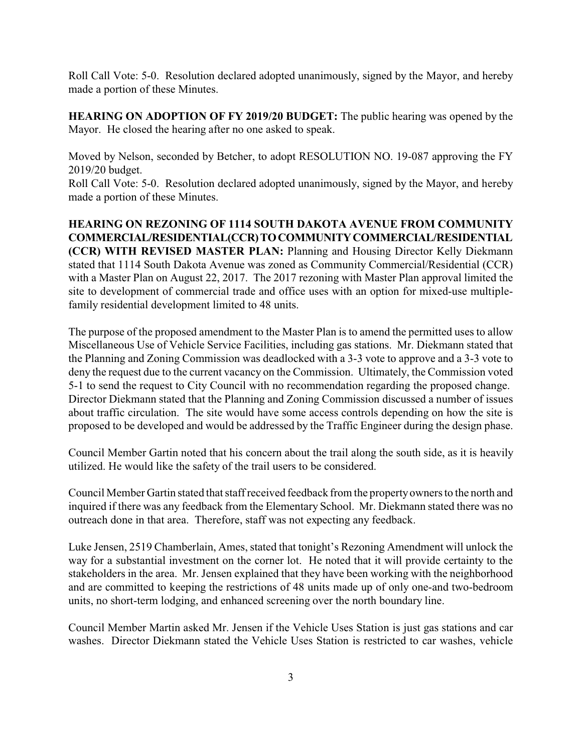Roll Call Vote: 5-0. Resolution declared adopted unanimously, signed by the Mayor, and hereby made a portion of these Minutes.

**HEARING ON ADOPTION OF FY 2019/20 BUDGET:** The public hearing was opened by the Mayor. He closed the hearing after no one asked to speak.

Moved by Nelson, seconded by Betcher, to adopt RESOLUTION NO. 19-087 approving the FY 2019/20 budget.

Roll Call Vote: 5-0. Resolution declared adopted unanimously, signed by the Mayor, and hereby made a portion of these Minutes.

**HEARING ON REZONING OF 1114 SOUTH DAKOTA AVENUE FROM COMMUNITY COMMERCIAL/RESIDENTIAL(CCR) TO COMMUNITY COMMERCIAL/RESIDENTIAL (CCR) WITH REVISED MASTER PLAN:** Planning and Housing Director Kelly Diekmann stated that 1114 South Dakota Avenue was zoned as Community Commercial/Residential (CCR) with a Master Plan on August 22, 2017. The 2017 rezoning with Master Plan approval limited the site to development of commercial trade and office uses with an option for mixed-use multiple-family residential development limited to 48 units.

The purpose of the proposed amendment to the Master Plan is to amend the permitted uses to allow Miscellaneous Use of Vehicle Service Facilities, including gas stations. Mr. Diekmann stated that the Planning and Zoning Commission was deadlocked with a 3-3 vote to approve and a 3-3 vote to deny the request due to the current vacancy on the Commission. Ultimately, the Commission voted 5-1 to send the request to City Council with no recommendation regarding the proposed change. Director Diekmann stated that the Planning and Zoning Commission discussed a number of issues about traffic circulation. The site would have some access controls depending on how the site is proposed to be developed and would be addressed by the Traffic Engineer during the design phase.

Council Member Gartin noted that his concern about the trail along the south side, as it is heavily utilized. He would like the safety of the trail users to be considered.

Council Member Gartin stated that staff received feedback from the property owners to the north and inquired if there was any feedback from the Elementary School. Mr. Diekmann stated there was no outreach done in that area. Therefore, staff was not expecting any feedback.

Luke Jensen, 2519 Chamberlain, Ames, stated that tonight's Rezoning Amendment will unlock the way for a substantial investment on the corner lot. He noted that it will provide certainty to the stakeholders in the area. Mr. Jensen explained that they have been working with the neighborhood and are committed to keeping the restrictions of 48 units made up of only one-and two-bedroom units, no short-term lodging, and enhanced screening over the north boundary line.

Council Member Martin asked Mr. Jensen if the Vehicle Uses Station is just gas stations and car washes. Director Diekmann stated the Vehicle Uses Station is restricted to car washes, vehicle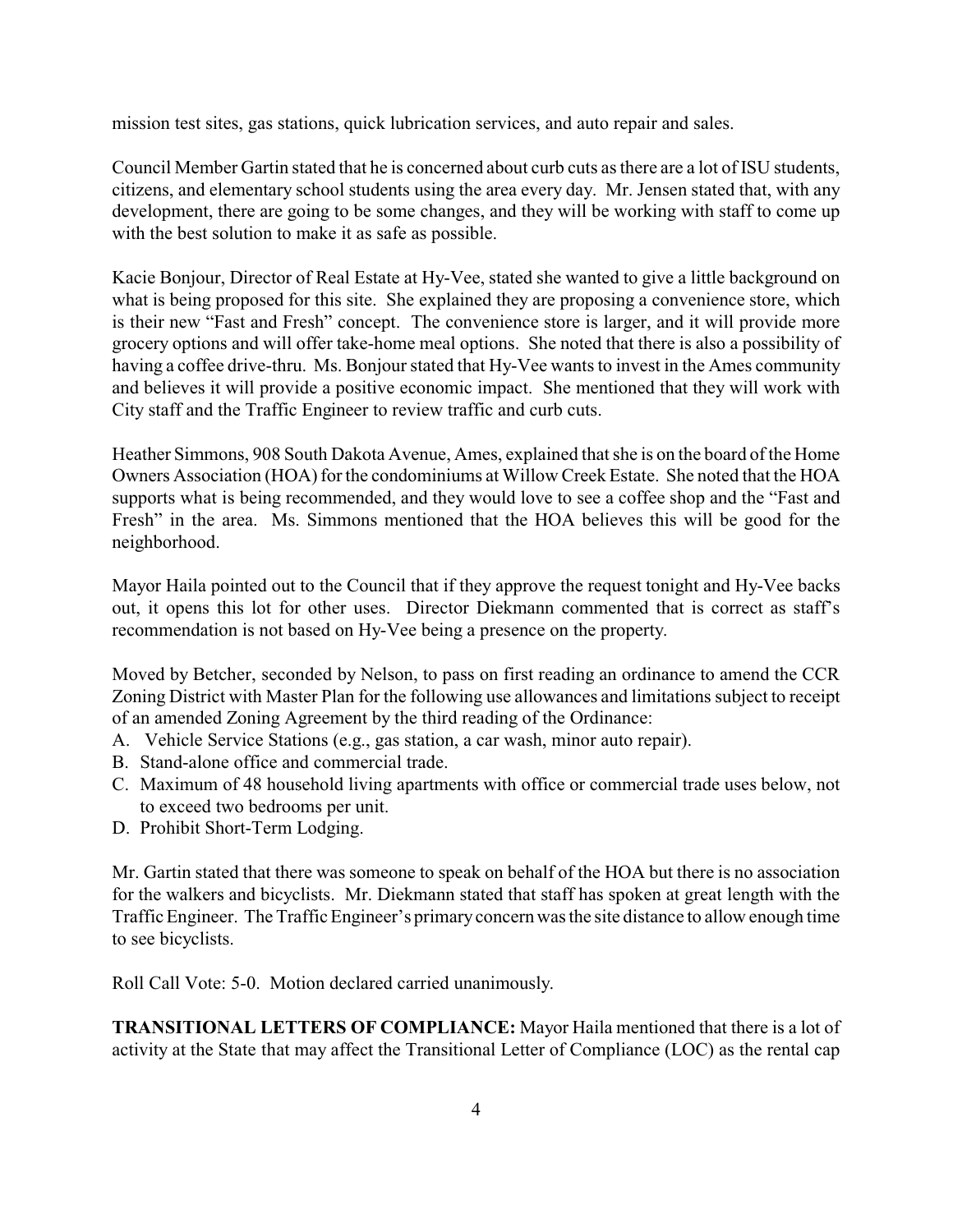mission test sites, gas stations, quick lubrication services, and auto repair and sales.

Council Member Gartin stated that he is concerned about curb cuts as there are a lot of ISU students, citizens, and elementary school students using the area every day. Mr. Jensen stated that, with any development, there are going to be some changes, and they will be working with staff to come up with the best solution to make it as safe as possible.

Kacie Bonjour, Director of Real Estate at Hy-Vee, stated she wanted to give a little background on what is being proposed for this site. She explained they are proposing a convenience store, which is their new "Fast and Fresh" concept. The convenience store is larger, and it will provide more grocery options and will offer take-home meal options. She noted that there is also a possibility of having a coffee drive-thru. Ms. Bonjour stated that Hy-Vee wants to invest in the Ames community and believes it will provide a positive economic impact. She mentioned that they will work with City staff and the Traffic Engineer to review traffic and curb cuts.

Heather Simmons, 908 South Dakota Avenue, Ames, explained that she is on the board of the Home Owners Association (HOA) for the condominiums at Willow Creek Estate. She noted that the HOA supports what is being recommended, and they would love to see a coffee shop and the "Fast and Fresh" in the area. Ms. Simmons mentioned that the HOA believes this will be good for the neighborhood.

Mayor Haila pointed out to the Council that if they approve the request tonight and Hy-Vee backs out, it opens this lot for other uses. Director Diekmann commented that is correct as staff's recommendation is not based on Hy-Vee being a presence on the property.

Moved by Betcher, seconded by Nelson, to pass on first reading an ordinance to amend the CCR Zoning District with Master Plan for the following use allowances and limitations subject to receipt of an amended Zoning Agreement by the third reading of the Ordinance:

A. Vehicle Service Stations (e.g., gas station, a car wash, minor auto repair).
B. Stand-alone office and commercial trade.
C. Maximum of 48 household living apartments with office or commercial trade uses below, not to exceed two bedrooms per unit.
D. Prohibit Short-Term Lodging.

Mr. Gartin stated that there was someone to speak on behalf of the HOA but there is no association for the walkers and bicyclists. Mr. Diekmann stated that staff has spoken at great length with the Traffic Engineer. The Traffic Engineer's primary concern was the site distance to allow enough time to see bicyclists.

Roll Call Vote: 5-0. Motion declared carried unanimously.

**TRANSITIONAL LETTERS OF COMPLIANCE:** Mayor Haila mentioned that there is a lot of activity at the State that may affect the Transitional Letter of Compliance (LOC) as the rental cap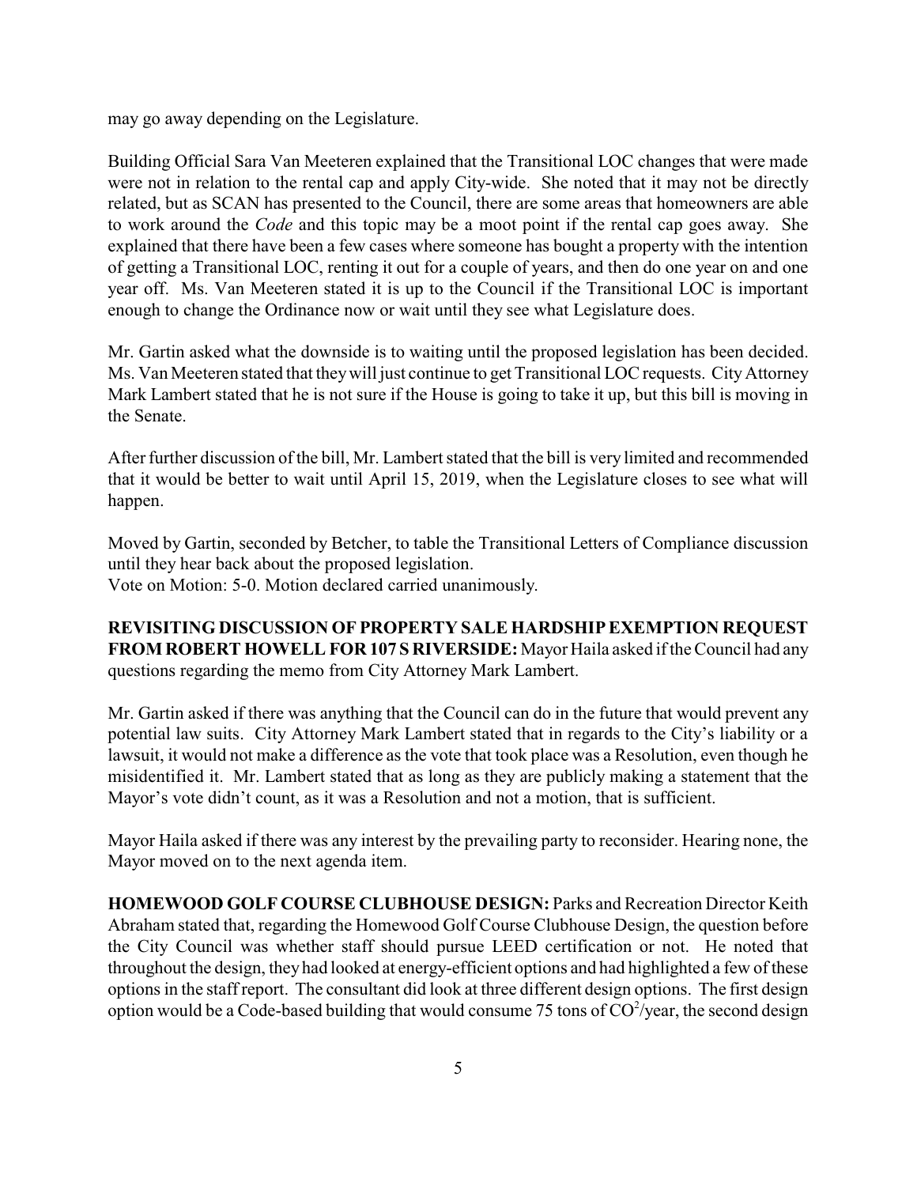may go away depending on the Legislature.

Building Official Sara Van Meeteren explained that the Transitional LOC changes that were made were not in relation to the rental cap and apply City-wide. She noted that it may not be directly related, but as SCAN has presented to the Council, there are some areas that homeowners are able to work around the *Code* and this topic may be a moot point if the rental cap goes away. She explained that there have been a few cases where someone has bought a property with the intention of getting a Transitional LOC, renting it out for a couple of years, and then do one year on and one year off. Ms. Van Meeteren stated it is up to the Council if the Transitional LOC is important enough to change the Ordinance now or wait until they see what Legislature does.

Mr. Gartin asked what the downside is to waiting until the proposed legislation has been decided. Ms. Van Meeteren stated that they will just continue to get Transitional LOC requests. City Attorney Mark Lambert stated that he is not sure if the House is going to take it up, but this bill is moving in the Senate.

After further discussion of the bill, Mr. Lambert stated that the bill is very limited and recommended that it would be better to wait until April 15, 2019, when the Legislature closes to see what will happen.

Moved by Gartin, seconded by Betcher, to table the Transitional Letters of Compliance discussion until they hear back about the proposed legislation.
Vote on Motion: 5-0. Motion declared carried unanimously.

**REVISITING DISCUSSION OF PROPERTY SALE HARDSHIP EXEMPTION REQUEST FROM ROBERT HOWELL FOR 107 S RIVERSIDE:** Mayor Haila asked if the Council had any questions regarding the memo from City Attorney Mark Lambert.

Mr. Gartin asked if there was anything that the Council can do in the future that would prevent any potential law suits. City Attorney Mark Lambert stated that in regards to the City's liability or a lawsuit, it would not make a difference as the vote that took place was a Resolution, even though he misidentified it. Mr. Lambert stated that as long as they are publicly making a statement that the Mayor's vote didn't count, as it was a Resolution and not a motion, that is sufficient.

Mayor Haila asked if there was any interest by the prevailing party to reconsider. Hearing none, the Mayor moved on to the next agenda item.

**HOMEWOOD GOLF COURSE CLUBHOUSE DESIGN:** Parks and Recreation Director Keith Abraham stated that, regarding the Homewood Golf Course Clubhouse Design, the question before the City Council was whether staff should pursue LEED certification or not. He noted that throughout the design, they had looked at energy-efficient options and had highlighted a few of these options in the staff report. The consultant did look at three different design options. The first design option would be a Code-based building that would consume 75 tons of $CO^2$/year, the second design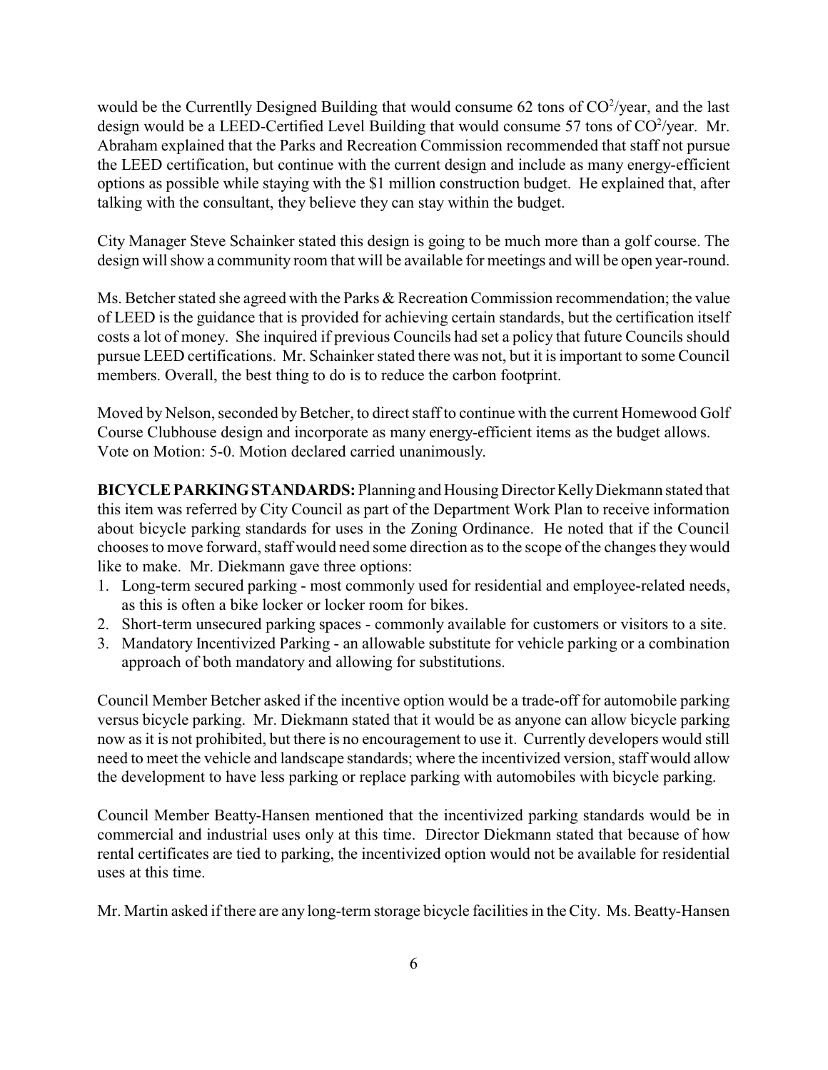would be the Currentlly Designed Building that would consume 62 tons of $CO^2$/year, and the last design would be a LEED-Certified Level Building that would consume 57 tons of $CO^2$/year. Mr. Abraham explained that the Parks and Recreation Commission recommended that staff not pursue the LEED certification, but continue with the current design and include as many energy-efficient options as possible while staying with the $1 million construction budget. He explained that, after talking with the consultant, they believe they can stay within the budget.

City Manager Steve Schainker stated this design is going to be much more than a golf course. The design will show a community room that will be available for meetings and will be open year-round.

Ms. Betcher stated she agreed with the Parks & Recreation Commission recommendation; the value of LEED is the guidance that is provided for achieving certain standards, but the certification itself costs a lot of money. She inquired if previous Councils had set a policy that future Councils should pursue LEED certifications. Mr. Schainker stated there was not, but it is important to some Council members. Overall, the best thing to do is to reduce the carbon footprint.

Moved by Nelson, seconded by Betcher, to direct staff to continue with the current Homewood Golf Course Clubhouse design and incorporate as many energy-efficient items as the budget allows.
Vote on Motion: 5-0. Motion declared carried unanimously.

**BICYCLE PARKING STANDARDS:** Planning and Housing Director Kelly Diekmann stated that this item was referred by City Council as part of the Department Work Plan to receive information about bicycle parking standards for uses in the Zoning Ordinance. He noted that if the Council chooses to move forward, staff would need some direction as to the scope of the changes they would like to make. Mr. Diekmann gave three options:

1. Long-term secured parking - most commonly used for residential and employee-related needs, as this is often a bike locker or locker room for bikes.
2. Short-term unsecured parking spaces - commonly available for customers or visitors to a site.
3. Mandatory Incentivized Parking - an allowable substitute for vehicle parking or a combination approach of both mandatory and allowing for substitutions.

Council Member Betcher asked if the incentive option would be a trade-off for automobile parking versus bicycle parking. Mr. Diekmann stated that it would be as anyone can allow bicycle parking now as it is not prohibited, but there is no encouragement to use it. Currently developers would still need to meet the vehicle and landscape standards; where the incentivized version, staff would allow the development to have less parking or replace parking with automobiles with bicycle parking.

Council Member Beatty-Hansen mentioned that the incentivized parking standards would be in commercial and industrial uses only at this time. Director Diekmann stated that because of how rental certificates are tied to parking, the incentivized option would not be available for residential uses at this time.

Mr. Martin asked if there are any long-term storage bicycle facilities in the City. Ms. Beatty-Hansen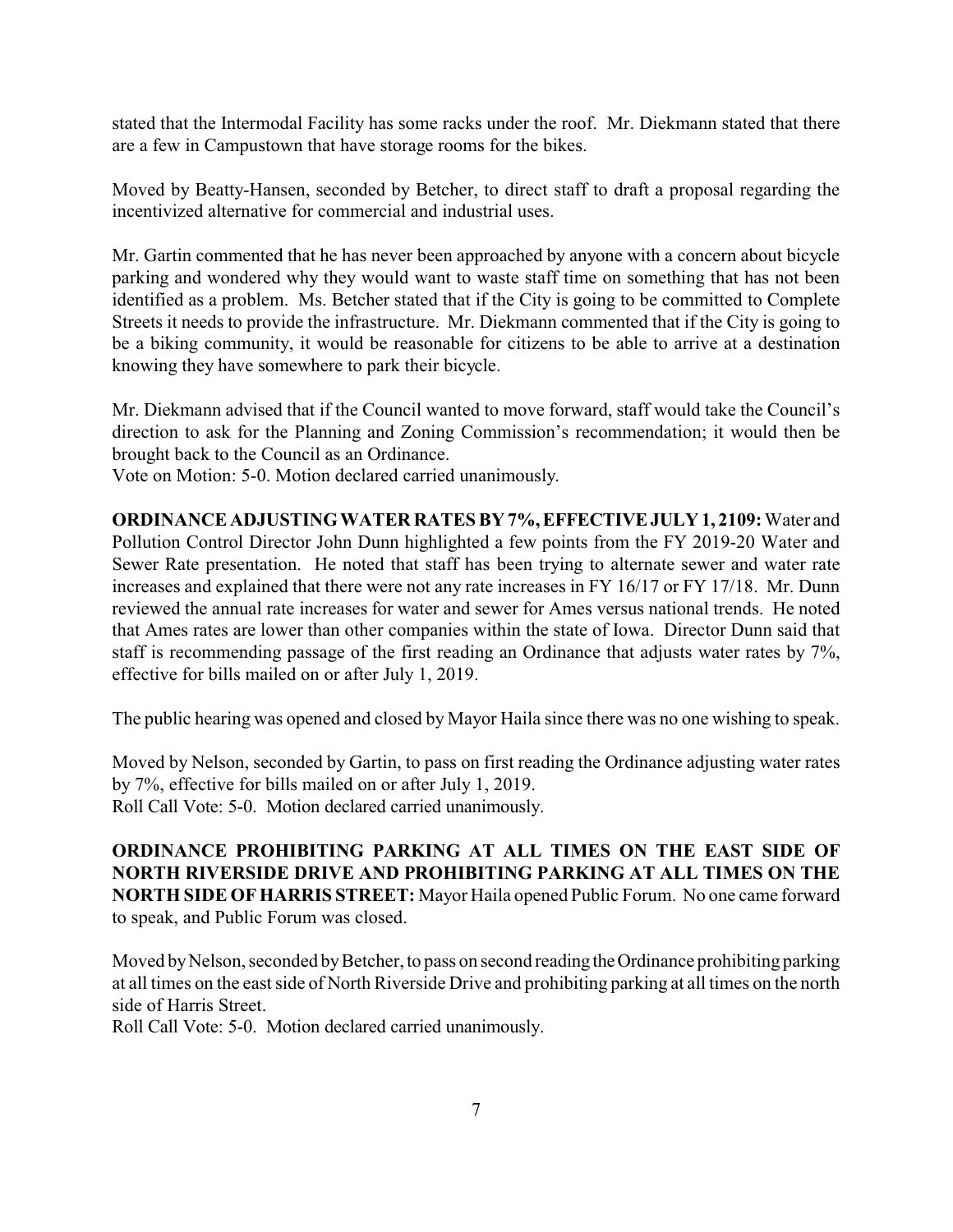stated that the Intermodal Facility has some racks under the roof. Mr. Diekmann stated that there are a few in Campustown that have storage rooms for the bikes.

Moved by Beatty-Hansen, seconded by Betcher, to direct staff to draft a proposal regarding the incentivized alternative for commercial and industrial uses.

Mr. Gartin commented that he has never been approached by anyone with a concern about bicycle parking and wondered why they would want to waste staff time on something that has not been identified as a problem. Ms. Betcher stated that if the City is going to be committed to Complete Streets it needs to provide the infrastructure. Mr. Diekmann commented that if the City is going to be a biking community, it would be reasonable for citizens to be able to arrive at a destination knowing they have somewhere to park their bicycle.

Mr. Diekmann advised that if the Council wanted to move forward, staff would take the Council's direction to ask for the Planning and Zoning Commission's recommendation; it would then be brought back to the Council as an Ordinance.
Vote on Motion: 5-0. Motion declared carried unanimously.

**ORDINANCE ADJUSTING WATER RATES BY 7%, EFFECTIVE JULY 1, 2109:** Water and Pollution Control Director John Dunn highlighted a few points from the FY 2019-20 Water and Sewer Rate presentation. He noted that staff has been trying to alternate sewer and water rate increases and explained that there were not any rate increases in FY 16/17 or FY 17/18. Mr. Dunn reviewed the annual rate increases for water and sewer for Ames versus national trends. He noted that Ames rates are lower than other companies within the state of Iowa. Director Dunn said that staff is recommending passage of the first reading an Ordinance that adjusts water rates by 7%, effective for bills mailed on or after July 1, 2019.

The public hearing was opened and closed by Mayor Haila since there was no one wishing to speak.

Moved by Nelson, seconded by Gartin, to pass on first reading the Ordinance adjusting water rates by 7%, effective for bills mailed on or after July 1, 2019.
Roll Call Vote: 5-0. Motion declared carried unanimously.

**ORDINANCE PROHIBITING PARKING AT ALL TIMES ON THE EAST SIDE OF NORTH RIVERSIDE DRIVE AND PROHIBITING PARKING AT ALL TIMES ON THE NORTH SIDE OF HARRIS STREET:** Mayor Haila opened Public Forum. No one came forward to speak, and Public Forum was closed.

Moved by Nelson, seconded by Betcher, to pass on second reading the Ordinance prohibiting parking at all times on the east side of North Riverside Drive and prohibiting parking at all times on the north side of Harris Street.
Roll Call Vote: 5-0. Motion declared carried unanimously.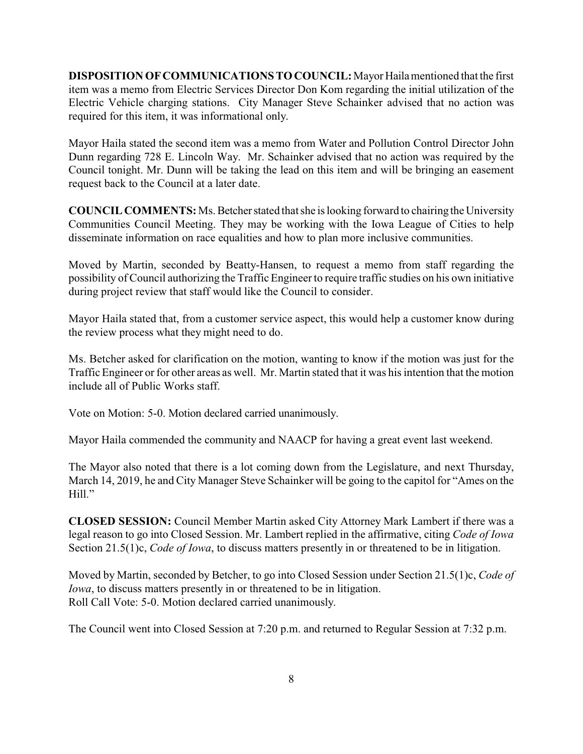**DISPOSITION OF COMMUNICATIONS TO COUNCIL:** Mayor Haila mentioned that the first item was a memo from Electric Services Director Don Kom regarding the initial utilization of the Electric Vehicle charging stations. City Manager Steve Schainker advised that no action was required for this item, it was informational only.

Mayor Haila stated the second item was a memo from Water and Pollution Control Director John Dunn regarding 728 E. Lincoln Way. Mr. Schainker advised that no action was required by the Council tonight. Mr. Dunn will be taking the lead on this item and will be bringing an easement request back to the Council at a later date.

**COUNCIL COMMENTS:** Ms. Betcher stated that she is looking forward to chairing the University Communities Council Meeting. They may be working with the Iowa League of Cities to help disseminate information on race equalities and how to plan more inclusive communities.

Moved by Martin, seconded by Beatty-Hansen, to request a memo from staff regarding the possibility of Council authorizing the Traffic Engineer to require traffic studies on his own initiative during project review that staff would like the Council to consider.

Mayor Haila stated that, from a customer service aspect, this would help a customer know during the review process what they might need to do.

Ms. Betcher asked for clarification on the motion, wanting to know if the motion was just for the Traffic Engineer or for other areas as well. Mr. Martin stated that it was his intention that the motion include all of Public Works staff.

Vote on Motion: 5-0. Motion declared carried unanimously.

Mayor Haila commended the community and NAACP for having a great event last weekend.

The Mayor also noted that there is a lot coming down from the Legislature, and next Thursday, March 14, 2019, he and City Manager Steve Schainker will be going to the capitol for "Ames on the Hill."

**CLOSED SESSION:** Council Member Martin asked City Attorney Mark Lambert if there was a legal reason to go into Closed Session. Mr. Lambert replied in the affirmative, citing *Code of Iowa* Section 21.5(1)c, *Code of Iowa*, to discuss matters presently in or threatened to be in litigation.

Moved by Martin, seconded by Betcher, to go into Closed Session under Section 21.5(1)c, *Code of Iowa*, to discuss matters presently in or threatened to be in litigation.
Roll Call Vote: 5-0. Motion declared carried unanimously.

The Council went into Closed Session at 7:20 p.m. and returned to Regular Session at 7:32 p.m.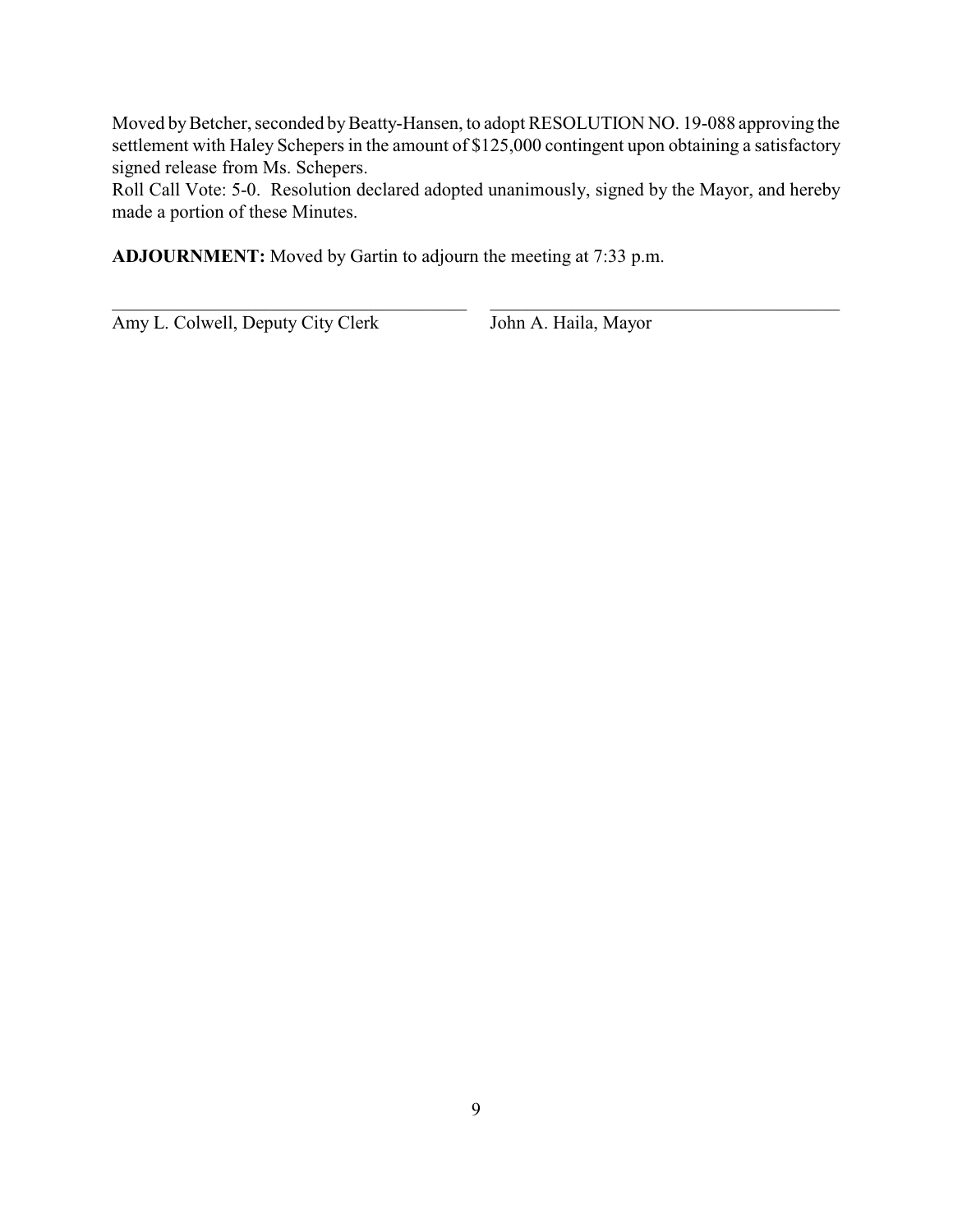Moved by Betcher, seconded by Beatty-Hansen, to adopt RESOLUTION NO. 19-088 approving the settlement with Haley Schepers in the amount of $125,000 contingent upon obtaining a satisfactory signed release from Ms. Schepers.
Roll Call Vote: 5-0. Resolution declared adopted unanimously, signed by the Mayor, and hereby made a portion of these Minutes.

**ADJOURNMENT:** Moved by Gartin to adjourn the meeting at 7:33 p.m.

| | |
|---|---|
| \_\_\_\_\_\_\_\_\_\_\_\_\_\_\_\_\_\_\_\_\_\_\_\_\_\_\_\_\_\_\_\_ | \_\_\_\_\_\_\_\_\_\_\_\_\_\_\_\_\_\_\_\_\_\_\_\_\_\_\_\_\_\_\_\_ |
| Amy L. Colwell, Deputy City Clerk | John A. Haila, Mayor |